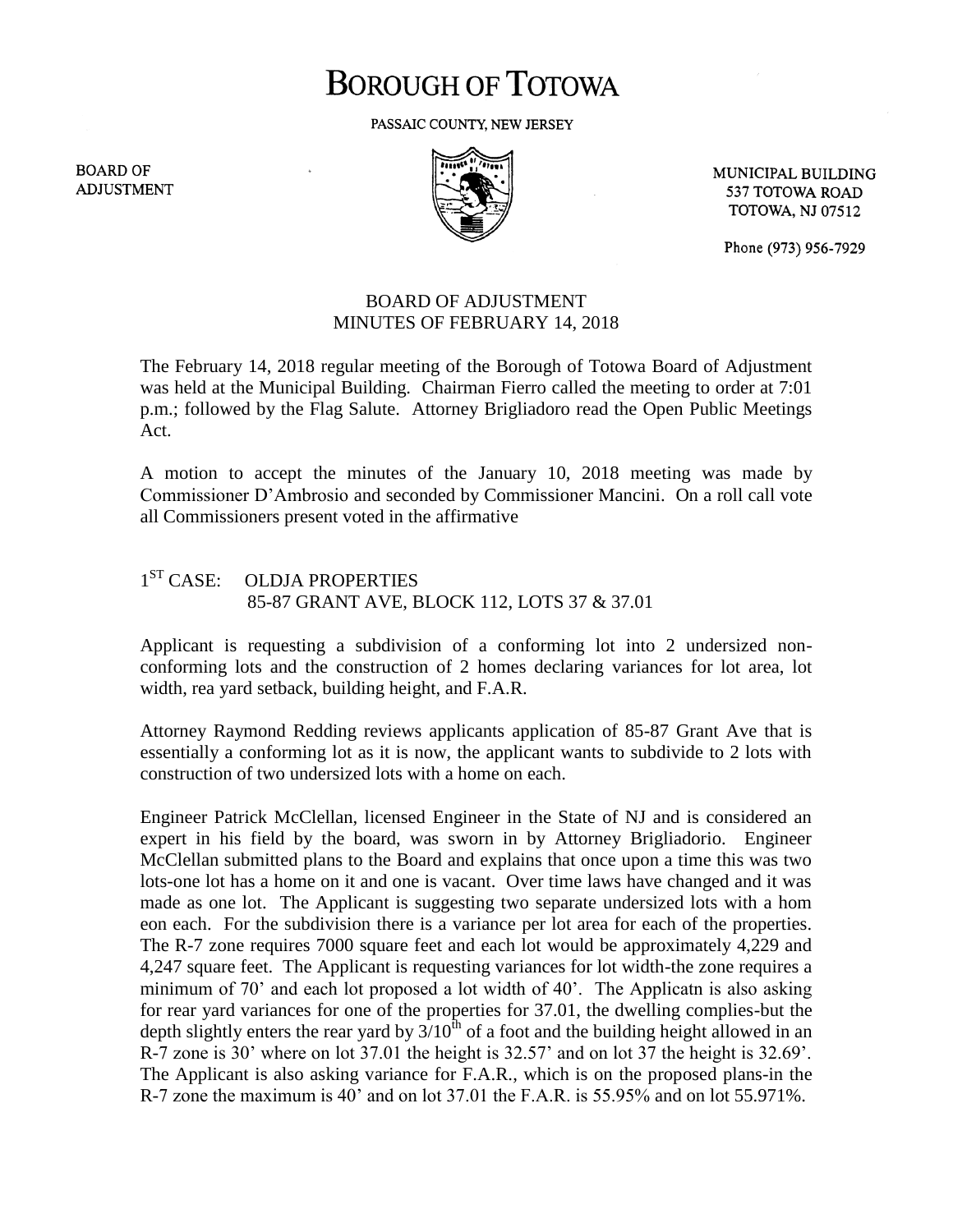# BOROUGH OF TOTOWA

PASSAIC COUNTY, NEW JERSEY

BOARD OF ADJUSTMENT

MUNICIPAL BUILDING
537 TOTOWA ROAD
TOTOWA, NJ 07512

Phone (973) 956-7929

## BOARD OF ADJUSTMENT
## MINUTES OF FEBRUARY 14, 2018

The February 14, 2018 regular meeting of the Borough of Totowa Board of Adjustment was held at the Municipal Building. Chairman Fierro called the meeting to order at 7:01 p.m.; followed by the Flag Salute. Attorney Brigliadoro read the Open Public Meetings Act.

A motion to accept the minutes of the January 10, 2018 meeting was made by Commissioner D'Ambrosio and seconded by Commissioner Mancini. On a roll call vote all Commissioners present voted in the affirmative

1ST CASE: OLDJA PROPERTIES
85-87 GRANT AVE, BLOCK 112, LOTS 37 & 37.01

Applicant is requesting a subdivision of a conforming lot into 2 undersized non-conforming lots and the construction of 2 homes declaring variances for lot area, lot width, rea yard setback, building height, and F.A.R.

Attorney Raymond Redding reviews applicants application of 85-87 Grant Ave that is essentially a conforming lot as it is now, the applicant wants to subdivide to 2 lots with construction of two undersized lots with a home on each.

Engineer Patrick McClellan, licensed Engineer in the State of NJ and is considered an expert in his field by the board, was sworn in by Attorney Brigliadorio. Engineer McClellan submitted plans to the Board and explains that once upon a time this was two lots-one lot has a home on it and one is vacant. Over time laws have changed and it was made as one lot. The Applicant is suggesting two separate undersized lots with a hom eon each. For the subdivision there is a variance per lot area for each of the properties. The R-7 zone requires 7000 square feet and each lot would be approximately 4,229 and 4,247 square feet. The Applicant is requesting variances for lot width-the zone requires a minimum of 70' and each lot proposed a lot width of 40'. The Applicatn is also asking for rear yard variances for one of the properties for 37.01, the dwelling complies-but the depth slightly enters the rear yard by 3/10th of a foot and the building height allowed in an R-7 zone is 30' where on lot 37.01 the height is 32.57' and on lot 37 the height is 32.69'. The Applicant is also asking variance for F.A.R., which is on the proposed plans-in the R-7 zone the maximum is 40' and on lot 37.01 the F.A.R. is 55.95% and on lot 55.971%.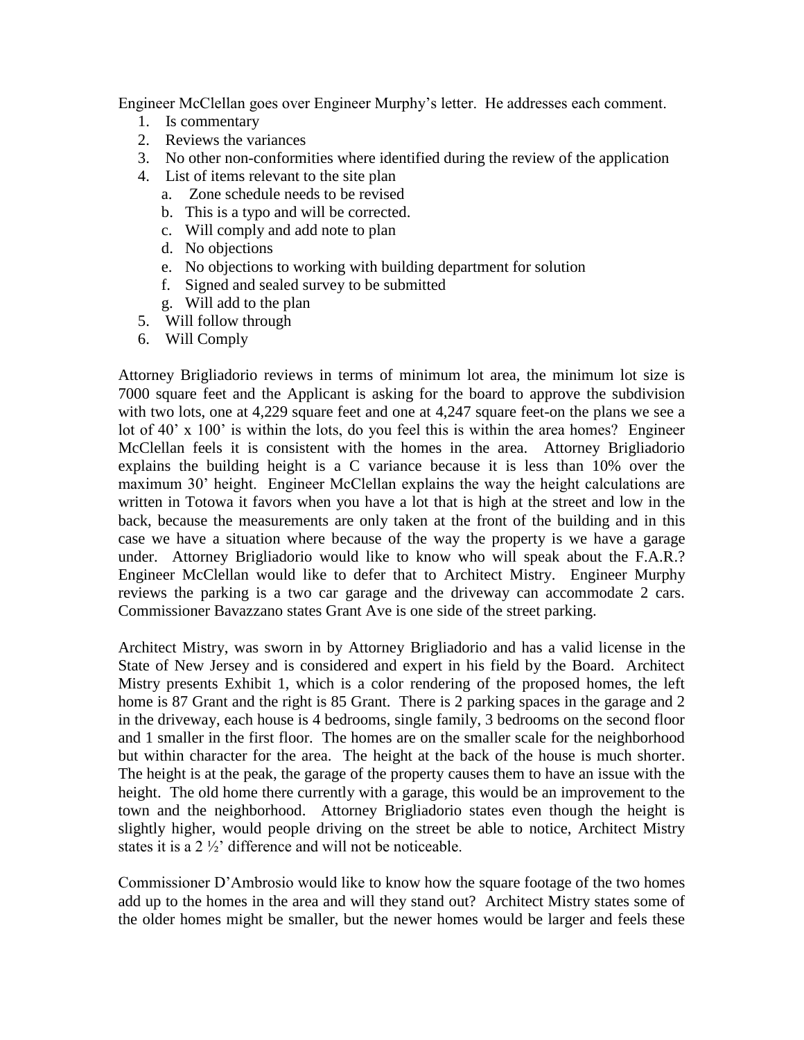Engineer McClellan goes over Engineer Murphy's letter. He addresses each comment.

1. Is commentary
2. Reviews the variances
3. No other non-conformities where identified during the review of the application
4. List of items relevant to the site plan
   a. Zone schedule needs to be revised
   b. This is a typo and will be corrected.
   c. Will comply and add note to plan
   d. No objections
   e. No objections to working with building department for solution
   f. Signed and sealed survey to be submitted
   g. Will add to the plan
5. Will follow through
6. Will Comply

Attorney Brigliadorio reviews in terms of minimum lot area, the minimum lot size is 7000 square feet and the Applicant is asking for the board to approve the subdivision with two lots, one at 4,229 square feet and one at 4,247 square feet-on the plans we see a lot of 40' x 100' is within the lots, do you feel this is within the area homes? Engineer McClellan feels it is consistent with the homes in the area. Attorney Brigliadorio explains the building height is a C variance because it is less than 10% over the maximum 30' height. Engineer McClellan explains the way the height calculations are written in Totowa it favors when you have a lot that is high at the street and low in the back, because the measurements are only taken at the front of the building and in this case we have a situation where because of the way the property is we have a garage under. Attorney Brigliadorio would like to know who will speak about the F.A.R.? Engineer McClellan would like to defer that to Architect Mistry. Engineer Murphy reviews the parking is a two car garage and the driveway can accommodate 2 cars. Commissioner Bavazzano states Grant Ave is one side of the street parking.

Architect Mistry, was sworn in by Attorney Brigliadorio and has a valid license in the State of New Jersey and is considered and expert in his field by the Board. Architect Mistry presents Exhibit 1, which is a color rendering of the proposed homes, the left home is 87 Grant and the right is 85 Grant. There is 2 parking spaces in the garage and 2 in the driveway, each house is 4 bedrooms, single family, 3 bedrooms on the second floor and 1 smaller in the first floor. The homes are on the smaller scale for the neighborhood but within character for the area. The height at the back of the house is much shorter. The height is at the peak, the garage of the property causes them to have an issue with the height. The old home there currently with a garage, this would be an improvement to the town and the neighborhood. Attorney Brigliadorio states even though the height is slightly higher, would people driving on the street be able to notice, Architect Mistry states it is a 2 ½' difference and will not be noticeable.

Commissioner D'Ambrosio would like to know how the square footage of the two homes add up to the homes in the area and will they stand out? Architect Mistry states some of the older homes might be smaller, but the newer homes would be larger and feels these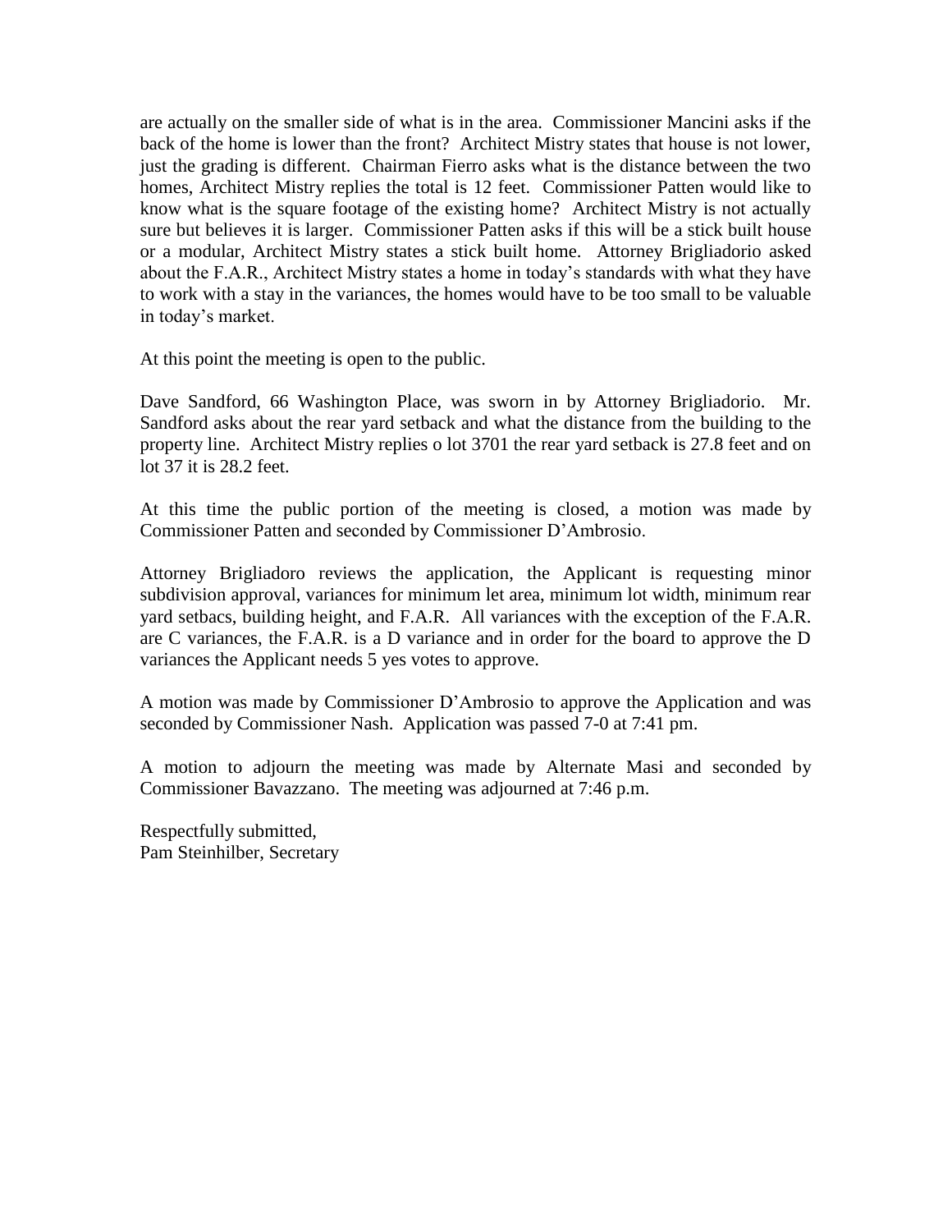are actually on the smaller side of what is in the area. Commissioner Mancini asks if the back of the home is lower than the front? Architect Mistry states that house is not lower, just the grading is different. Chairman Fierro asks what is the distance between the two homes, Architect Mistry replies the total is 12 feet. Commissioner Patten would like to know what is the square footage of the existing home? Architect Mistry is not actually sure but believes it is larger. Commissioner Patten asks if this will be a stick built house or a modular, Architect Mistry states a stick built home. Attorney Brigliadorio asked about the F.A.R., Architect Mistry states a home in today's standards with what they have to work with a stay in the variances, the homes would have to be too small to be valuable in today's market.

At this point the meeting is open to the public.

Dave Sandford, 66 Washington Place, was sworn in by Attorney Brigliadorio. Mr. Sandford asks about the rear yard setback and what the distance from the building to the property line. Architect Mistry replies o lot 3701 the rear yard setback is 27.8 feet and on lot 37 it is 28.2 feet.

At this time the public portion of the meeting is closed, a motion was made by Commissioner Patten and seconded by Commissioner D'Ambrosio.

Attorney Brigliadoro reviews the application, the Applicant is requesting minor subdivision approval, variances for minimum let area, minimum lot width, minimum rear yard setbacs, building height, and F.A.R. All variances with the exception of the F.A.R. are C variances, the F.A.R. is a D variance and in order for the board to approve the D variances the Applicant needs 5 yes votes to approve.

A motion was made by Commissioner D'Ambrosio to approve the Application and was seconded by Commissioner Nash. Application was passed 7-0 at 7:41 pm.

A motion to adjourn the meeting was made by Alternate Masi and seconded by Commissioner Bavazzano. The meeting was adjourned at 7:46 p.m.

Respectfully submitted,
Pam Steinhilber, Secretary